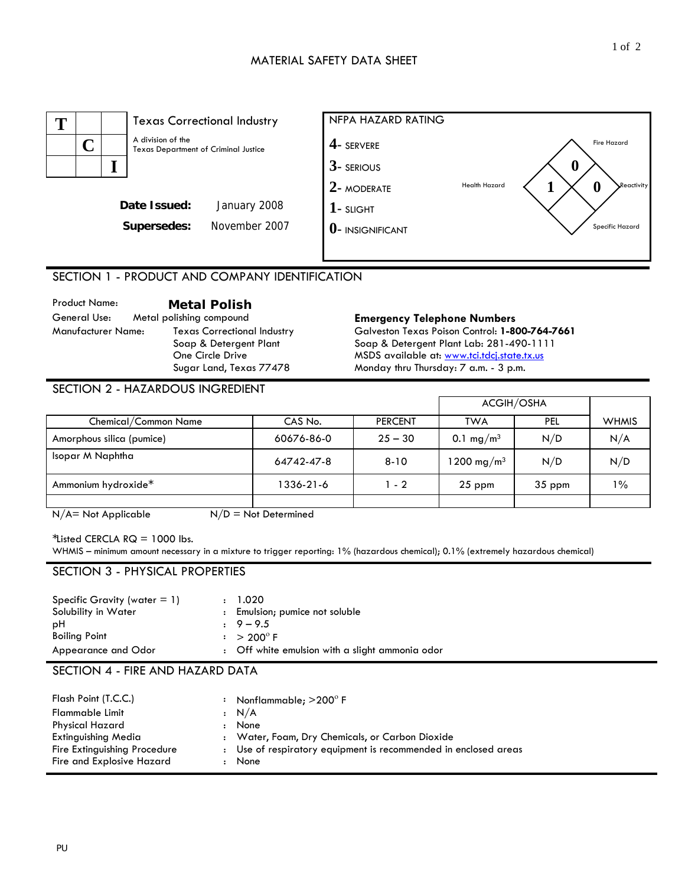# MATERIAL SAFETY DATA SHEET

**T C I** — Texas Correctional Industry
A division of the Texas Department of Criminal Justice

**Date Issued:** January 2008
**Supersedes:** November 2007

**NFPA HAZARD RATING**

- 4- SERVERE
- 3- SERIOUS
- 2- MODERATE
- 1- SLIGHT
- 0- INSIGNIFICANT

Fire Hazard: 0
Health Hazard: 1
Reactivity: 0
Specific Hazard:

## SECTION 1 - PRODUCT AND COMPANY IDENTIFICATION

Product Name: **Metal Polish**
General Use: Metal polishing compound
Manufacturer Name: Texas Correctional Industry
Soap & Detergent Plant
One Circle Drive
Sugar Land, Texas 77478

**Emergency Telephone Numbers**
Galveston Texas Poison Control: **1-800-764-7661**
Soap & Detergent Plant Lab: 281-490-1111
MSDS available at: www.tci.tdcj.state.tx.us
Monday thru Thursday: 7 a.m. - 3 p.m.

## SECTION 2 - HAZARDOUS INGREDIENT

| | | | ACGIH/OSHA | | |
|---|---|---|---|---|---|
| Chemical/Common Name | CAS No. | PERCENT | TWA | PEL | WHMIS |
| Amorphous silica (pumice) | 60676-86-0 | 25 – 30 | 0.1 mg/m$^3$ | N/D | N/A |
| Isopar M Naphtha | 64742-47-8 | 8-10 | 1200 mg/m$^3$ | N/D | N/D |
| Ammonium hydroxide* | 1336-21-6 | 1 - 2 | 25 ppm | 35 ppm | 1% |
| | | | | | |

N/A= Not Applicable N/D = Not Determined

*Listed CERCLA RQ = 1000 lbs.
WHMIS – minimum amount necessary in a mixture to trigger reporting: 1% (hazardous chemical); 0.1% (extremely hazardous chemical)

## SECTION 3 - PHYSICAL PROPERTIES

| | | |
|---|---|---|
| Specific Gravity (water = 1) | : | 1.020 |
| Solubility in Water | : | Emulsion; pumice not soluble |
| pH | : | 9 – 9.5 |
| Boiling Point | : | > 200° F |
| Appearance and Odor | : | Off white emulsion with a slight ammonia odor |

## SECTION 4 - FIRE AND HAZARD DATA

| | | |
|---|---|---|
| Flash Point (T.C.C.) | : | Nonflammable; >200° F |
| Flammable Limit | : | N/A |
| Physical Hazard | : | None |
| Extinguishing Media | : | Water, Foam, Dry Chemicals, or Carbon Dioxide |
| Fire Extinguishing Procedure | : | Use of respiratory equipment is recommended in enclosed areas |
| Fire and Explosive Hazard | : | None |

PU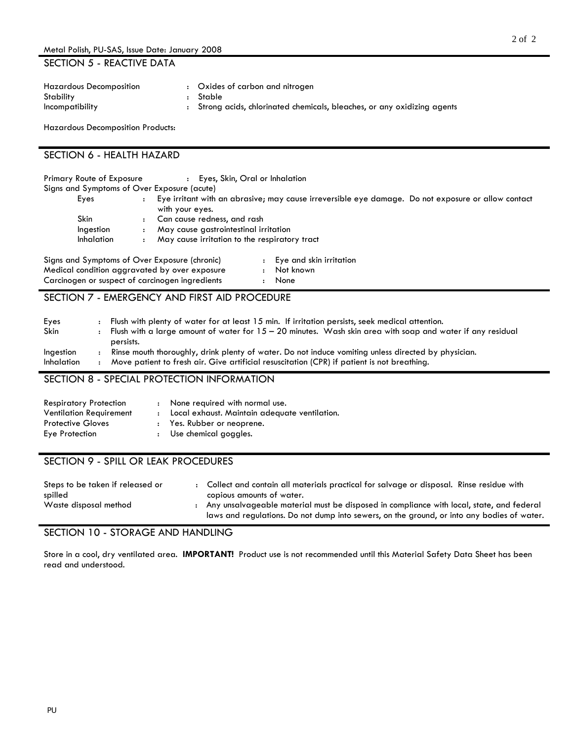## SECTION 5 - REACTIVE DATA

| | | |
|---|---|---|
| Hazardous Decomposition | : | Oxides of carbon and nitrogen |
| Stability | : | Stable |
| Incompatibility | : | Strong acids, chlorinated chemicals, bleaches, or any oxidizing agents |

Hazardous Decomposition Products:

## SECTION 6 - HEALTH HAZARD

Primary Route of Exposure : Eyes, Skin, Oral or Inhalation

Signs and Symptoms of Over Exposure (acute)

| | | |
|---|---|---|
| Eyes | : | Eye irritant with an abrasive; may cause irreversible eye damage. Do not exposure or allow contact with your eyes. |
| Skin | : | Can cause redness, and rash |
| Ingestion | : | May cause gastrointestinal irritation |
| Inhalation | : | May cause irritation to the respiratory tract |

| | | |
|---|---|---|
| Signs and Symptoms of Over Exposure (chronic) | : | Eye and skin irritation |
| Medical condition aggravated by over exposure | : | Not known |
| Carcinogen or suspect of carcinogen ingredients | : | None |

## SECTION 7 - EMERGENCY AND FIRST AID PROCEDURE

| | | |
|---|---|---|
| Eyes | : | Flush with plenty of water for at least 15 min. If irritation persists, seek medical attention. |
| Skin | : | Flush with a large amount of water for 15 – 20 minutes. Wash skin area with soap and water if any residual persists. |
| Ingestion | : | Rinse mouth thoroughly, drink plenty of water. Do not induce vomiting unless directed by physician. |
| Inhalation | : | Move patient to fresh air. Give artificial resuscitation (CPR) if patient is not breathing. |

## SECTION 8 - SPECIAL PROTECTION INFORMATION

| | | |
|---|---|---|
| Respiratory Protection | : | None required with normal use. |
| Ventilation Requirement | : | Local exhaust. Maintain adequate ventilation. |
| Protective Gloves | : | Yes. Rubber or neoprene. |
| Eye Protection | : | Use chemical goggles. |

## SECTION 9 - SPILL OR LEAK PROCEDURES

| | | |
|---|---|---|
| Steps to be taken if released or spilled | : | Collect and contain all materials practical for salvage or disposal. Rinse residue with copious amounts of water. |
| Waste disposal method | : | Any unsalvageable material must be disposed in compliance with local, state, and federal laws and regulations. Do not dump into sewers, on the ground, or into any bodies of water. |

## SECTION 10 - STORAGE AND HANDLING

Store in a cool, dry ventilated area. **IMPORTANT!** Product use is not recommended until this Material Safety Data Sheet has been read and understood.